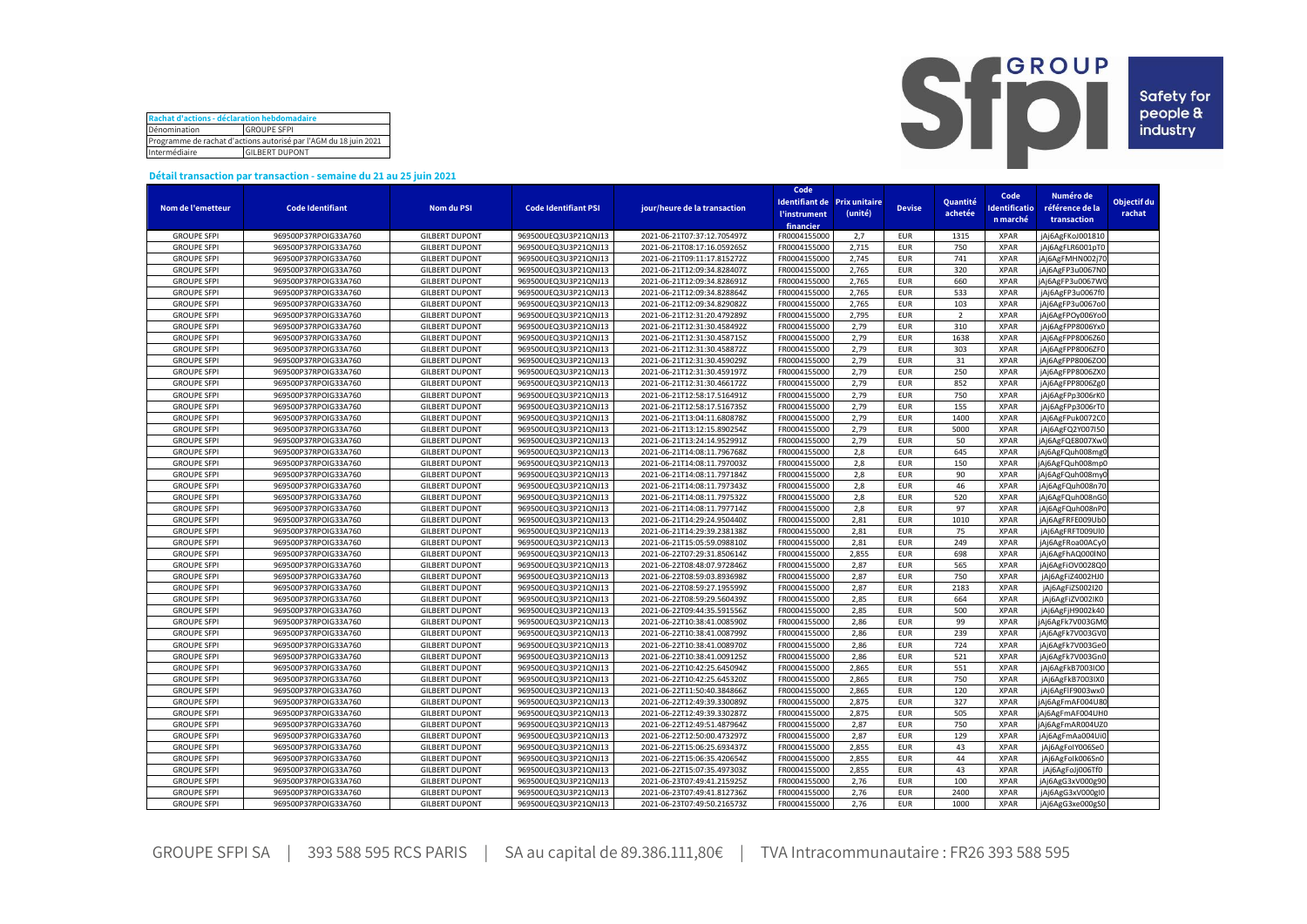| Rachat d'actions - déclaration hebdomadaire | |
|---|---|
| Dénomination | GROUPE SFPI |
| Programme de rachat d'actions autorisé par l'AGM du 18 juin 2021 | |
| Intermédiaire | GILBERT DUPONT |

Safety for people & industry

### Détail transaction par transaction - semaine du 21 au 25 juin 2021

| Nom de l'emetteur | Code Identifiant | Nom du PSI | Code Identifiant PSI | jour/heure de la transaction | Code Identifiant de l'instrument financier | Prix unitaire (unité) | Devise | Quantité achetée | Code Identification marché | Numéro de référence de la transaction | Objectif du rachat |
|---|---|---|---|---|---|---|---|---|---|---|---|
| GROUPE SFPI | 969500P37RPOIG33A760 | GILBERT DUPONT | 969500UEQ3U3P21QNJ13 | 2021-06-21T07:37:12.705497Z | FR0004155000 | 2,7 | EUR | 1315 | XPAR | jAj6AgFKoJ001810 | |
| GROUPE SFPI | 969500P37RPOIG33A760 | GILBERT DUPONT | 969500UEQ3U3P21QNJ13 | 2021-06-21T08:17:16.059265Z | FR0004155000 | 2,715 | EUR | 750 | XPAR | jAj6AgFLR6001pT0 | |
| GROUPE SFPI | 969500P37RPOIG33A760 | GILBERT DUPONT | 969500UEQ3U3P21QNJ13 | 2021-06-21T09:11:17.815272Z | FR0004155000 | 2,745 | EUR | 741 | XPAR | jAj6AgFMHN002j70 | |
| GROUPE SFPI | 969500P37RPOIG33A760 | GILBERT DUPONT | 969500UEQ3U3P21QNJ13 | 2021-06-21T12:09:34.828407Z | FR0004155000 | 2,765 | EUR | 320 | XPAR | jAj6AgFP3u0067N0 | |
| GROUPE SFPI | 969500P37RPOIG33A760 | GILBERT DUPONT | 969500UEQ3U3P21QNJ13 | 2021-06-21T12:09:34.828691Z | FR0004155000 | 2,765 | EUR | 660 | XPAR | jAj6AgFP3u0067W0 | |
| GROUPE SFPI | 969500P37RPOIG33A760 | GILBERT DUPONT | 969500UEQ3U3P21QNJ13 | 2021-06-21T12:09:34.828864Z | FR0004155000 | 2,765 | EUR | 533 | XPAR | jAj6AgFP3u0067f0 | |
| GROUPE SFPI | 969500P37RPOIG33A760 | GILBERT DUPONT | 969500UEQ3U3P21QNJ13 | 2021-06-21T12:09:34.829082Z | FR0004155000 | 2,765 | EUR | 103 | XPAR | jAj6AgFP3u0067o0 | |
| GROUPE SFPI | 969500P37RPOIG33A760 | GILBERT DUPONT | 969500UEQ3U3P21QNJ13 | 2021-06-21T12:31:20.479289Z | FR0004155000 | 2,795 | EUR | 2 | XPAR | jAj6AgFPOy006Yo0 | |
| GROUPE SFPI | 969500P37RPOIG33A760 | GILBERT DUPONT | 969500UEQ3U3P21QNJ13 | 2021-06-21T12:31:30.458492Z | FR0004155000 | 2,79 | EUR | 310 | XPAR | jAj6AgFPP8006Yx0 | |
| GROUPE SFPI | 969500P37RPOIG33A760 | GILBERT DUPONT | 969500UEQ3U3P21QNJ13 | 2021-06-21T12:31:30.458715Z | FR0004155000 | 2,79 | EUR | 1638 | XPAR | jAj6AgFPP8006Z60 | |
| GROUPE SFPI | 969500P37RPOIG33A760 | GILBERT DUPONT | 969500UEQ3U3P21QNJ13 | 2021-06-21T12:31:30.458872Z | FR0004155000 | 2,79 | EUR | 303 | XPAR | jAj6AgFPP8006ZF0 | |
| GROUPE SFPI | 969500P37RPOIG33A760 | GILBERT DUPONT | 969500UEQ3U3P21QNJ13 | 2021-06-21T12:31:30.459029Z | FR0004155000 | 2,79 | EUR | 31 | XPAR | jAj6AgFPP8006ZO0 | |
| GROUPE SFPI | 969500P37RPOIG33A760 | GILBERT DUPONT | 969500UEQ3U3P21QNJ13 | 2021-06-21T12:31:30.459197Z | FR0004155000 | 2,79 | EUR | 250 | XPAR | jAj6AgFPP8006ZX0 | |
| GROUPE SFPI | 969500P37RPOIG33A760 | GILBERT DUPONT | 969500UEQ3U3P21QNJ13 | 2021-06-21T12:31:30.466172Z | FR0004155000 | 2,79 | EUR | 852 | XPAR | jAj6AgFPP8006Zg0 | |
| GROUPE SFPI | 969500P37RPOIG33A760 | GILBERT DUPONT | 969500UEQ3U3P21QNJ13 | 2021-06-21T12:58:17.516491Z | FR0004155000 | 2,79 | EUR | 750 | XPAR | jAj6AgFPp3006rK0 | |
| GROUPE SFPI | 969500P37RPOIG33A760 | GILBERT DUPONT | 969500UEQ3U3P21QNJ13 | 2021-06-21T12:58:17.516735Z | FR0004155000 | 2,79 | EUR | 155 | XPAR | jAj6AgFPp3006rT0 | |
| GROUPE SFPI | 969500P37RPOIG33A760 | GILBERT DUPONT | 969500UEQ3U3P21QNJ13 | 2021-06-21T13:04:11.680878Z | FR0004155000 | 2,79 | EUR | 1400 | XPAR | jAj6AgFPuk0072C0 | |
| GROUPE SFPI | 969500P37RPOIG33A760 | GILBERT DUPONT | 969500UEQ3U3P21QNJ13 | 2021-06-21T13:12:15.890254Z | FR0004155000 | 2,79 | EUR | 5000 | XPAR | jAj6AgFQ2Y007I50 | |
| GROUPE SFPI | 969500P37RPOIG33A760 | GILBERT DUPONT | 969500UEQ3U3P21QNJ13 | 2021-06-21T13:24:14.952991Z | FR0004155000 | 2,79 | EUR | 50 | XPAR | jAj6AgFQE8007Xw0 | |
| GROUPE SFPI | 969500P37RPOIG33A760 | GILBERT DUPONT | 969500UEQ3U3P21QNJ13 | 2021-06-21T14:08:11.796768Z | FR0004155000 | 2,8 | EUR | 645 | XPAR | jAj6AgFQuh008mg0 | |
| GROUPE SFPI | 969500P37RPOIG33A760 | GILBERT DUPONT | 969500UEQ3U3P21QNJ13 | 2021-06-21T14:08:11.797003Z | FR0004155000 | 2,8 | EUR | 150 | XPAR | jAj6AgFQuh008mp0 | |
| GROUPE SFPI | 969500P37RPOIG33A760 | GILBERT DUPONT | 969500UEQ3U3P21QNJ13 | 2021-06-21T14:08:11.797184Z | FR0004155000 | 2,8 | EUR | 90 | XPAR | jAj6AgFQuh008my0 | |
| GROUPE SFPI | 969500P37RPOIG33A760 | GILBERT DUPONT | 969500UEQ3U3P21QNJ13 | 2021-06-21T14:08:11.797343Z | FR0004155000 | 2,8 | EUR | 46 | XPAR | jAj6AgFQuh008n70 | |
| GROUPE SFPI | 969500P37RPOIG33A760 | GILBERT DUPONT | 969500UEQ3U3P21QNJ13 | 2021-06-21T14:08:11.797532Z | FR0004155000 | 2,8 | EUR | 520 | XPAR | jAj6AgFQuh008nG0 | |
| GROUPE SFPI | 969500P37RPOIG33A760 | GILBERT DUPONT | 969500UEQ3U3P21QNJ13 | 2021-06-21T14:08:11.797714Z | FR0004155000 | 2,8 | EUR | 97 | XPAR | jAj6AgFQuh008nP0 | |
| GROUPE SFPI | 969500P37RPOIG33A760 | GILBERT DUPONT | 969500UEQ3U3P21QNJ13 | 2021-06-21T14:29:24.950440Z | FR0004155000 | 2,81 | EUR | 1010 | XPAR | jAj6AgFRFE009Ub0 | |
| GROUPE SFPI | 969500P37RPOIG33A760 | GILBERT DUPONT | 969500UEQ3U3P21QNJ13 | 2021-06-21T14:29:39.238138Z | FR0004155000 | 2,81 | EUR | 75 | XPAR | jAj6AgFRFT009UI0 | |
| GROUPE SFPI | 969500P37RPOIG33A760 | GILBERT DUPONT | 969500UEQ3U3P21QNJ13 | 2021-06-21T15:05:59.098810Z | FR0004155000 | 2,81 | EUR | 249 | XPAR | jAj6AgFRoa00ACy0 | |
| GROUPE SFPI | 969500P37RPOIG33A760 | GILBERT DUPONT | 969500UEQ3U3P21QNJ13 | 2021-06-22T07:29:31.850614Z | FR0004155000 | 2,855 | EUR | 698 | XPAR | jAj6AgFhAQ000lN0 | |
| GROUPE SFPI | 969500P37RPOIG33A760 | GILBERT DUPONT | 969500UEQ3U3P21QNJ13 | 2021-06-22T08:48:07.972846Z | FR0004155000 | 2,87 | EUR | 565 | XPAR | jAj6AgFiOV0028Q0 | |
| GROUPE SFPI | 969500P37RPOIG33A760 | GILBERT DUPONT | 969500UEQ3U3P21QNJ13 | 2021-06-22T08:59:03.893698Z | FR0004155000 | 2,87 | EUR | 750 | XPAR | jAj6AgFiZ4002HJ0 | |
| GROUPE SFPI | 969500P37RPOIG33A760 | GILBERT DUPONT | 969500UEQ3U3P21QNJ13 | 2021-06-22T08:59:27.195599Z | FR0004155000 | 2,87 | EUR | 2183 | XPAR | jAj6AgFiZS002I20 | |
| GROUPE SFPI | 969500P37RPOIG33A760 | GILBERT DUPONT | 969500UEQ3U3P21QNJ13 | 2021-06-22T08:59:29.560439Z | FR0004155000 | 2,85 | EUR | 664 | XPAR | jAj6AgFiZV002IK0 | |
| GROUPE SFPI | 969500P37RPOIG33A760 | GILBERT DUPONT | 969500UEQ3U3P21QNJ13 | 2021-06-22T09:44:35.591556Z | FR0004155000 | 2,85 | EUR | 500 | XPAR | jAj6AgFjH9002k40 | |
| GROUPE SFPI | 969500P37RPOIG33A760 | GILBERT DUPONT | 969500UEQ3U3P21QNJ13 | 2021-06-22T10:38:41.008590Z | FR0004155000 | 2,86 | EUR | 99 | XPAR | jAj6AgFk7V003GM0 | |
| GROUPE SFPI | 969500P37RPOIG33A760 | GILBERT DUPONT | 969500UEQ3U3P21QNJ13 | 2021-06-22T10:38:41.008799Z | FR0004155000 | 2,86 | EUR | 239 | XPAR | jAj6AgFk7V003GV0 | |
| GROUPE SFPI | 969500P37RPOIG33A760 | GILBERT DUPONT | 969500UEQ3U3P21QNJ13 | 2021-06-22T10:38:41.008970Z | FR0004155000 | 2,86 | EUR | 724 | XPAR | jAj6AgFk7V003Ge0 | |
| GROUPE SFPI | 969500P37RPOIG33A760 | GILBERT DUPONT | 969500UEQ3U3P21QNJ13 | 2021-06-22T10:38:41.009125Z | FR0004155000 | 2,86 | EUR | 521 | XPAR | jAj6AgFk7V003Gn0 | |
| GROUPE SFPI | 969500P37RPOIG33A760 | GILBERT DUPONT | 969500UEQ3U3P21QNJ13 | 2021-06-22T10:42:25.645094Z | FR0004155000 | 2,865 | EUR | 551 | XPAR | jAj6AgFkB7003IO0 | |
| GROUPE SFPI | 969500P37RPOIG33A760 | GILBERT DUPONT | 969500UEQ3U3P21QNJ13 | 2021-06-22T10:42:25.645320Z | FR0004155000 | 2,865 | EUR | 750 | XPAR | jAj6AgFkB7003IX0 | |
| GROUPE SFPI | 969500P37RPOIG33A760 | GILBERT DUPONT | 969500UEQ3U3P21QNJ13 | 2021-06-22T11:50:40.384866Z | FR0004155000 | 2,865 | EUR | 120 | XPAR | jAj6AgFlF9003wx0 | |
| GROUPE SFPI | 969500P37RPOIG33A760 | GILBERT DUPONT | 969500UEQ3U3P21QNJ13 | 2021-06-22T12:49:39.330089Z | FR0004155000 | 2,875 | EUR | 327 | XPAR | jAj6AgFmAF004U80 | |
| GROUPE SFPI | 969500P37RPOIG33A760 | GILBERT DUPONT | 969500UEQ3U3P21QNJ13 | 2021-06-22T12:49:39.330287Z | FR0004155000 | 2,875 | EUR | 505 | XPAR | jAj6AgFmAF004UH0 | |
| GROUPE SFPI | 969500P37RPOIG33A760 | GILBERT DUPONT | 969500UEQ3U3P21QNJ13 | 2021-06-22T12:49:51.487964Z | FR0004155000 | 2,87 | EUR | 750 | XPAR | jAj6AgFmAR004UZ0 | |
| GROUPE SFPI | 969500P37RPOIG33A760 | GILBERT DUPONT | 969500UEQ3U3P21QNJ13 | 2021-06-22T12:50:00.473297Z | FR0004155000 | 2,87 | EUR | 129 | XPAR | jAj6AgFmAa004Ui0 | |
| GROUPE SFPI | 969500P37RPOIG33A760 | GILBERT DUPONT | 969500UEQ3U3P21QNJ13 | 2021-06-22T15:06:25.693437Z | FR0004155000 | 2,855 | EUR | 43 | XPAR | jAj6AgFoIY006Se0 | |
| GROUPE SFPI | 969500P37RPOIG33A760 | GILBERT DUPONT | 969500UEQ3U3P21QNJ13 | 2021-06-22T15:06:35.420654Z | FR0004155000 | 2,855 | EUR | 44 | XPAR | jAj6AgFoIk006Sn0 | |
| GROUPE SFPI | 969500P37RPOIG33A760 | GILBERT DUPONT | 969500UEQ3U3P21QNJ13 | 2021-06-22T15:07:35.497303Z | FR0004155000 | 2,855 | EUR | 43 | XPAR | jAj6AgFoJj006Tf0 | |
| GROUPE SFPI | 969500P37RPOIG33A760 | GILBERT DUPONT | 969500UEQ3U3P21QNJ13 | 2021-06-23T07:49:41.215925Z | FR0004155000 | 2,76 | EUR | 100 | XPAR | jAj6AgG3xV000g90 | |
| GROUPE SFPI | 969500P37RPOIG33A760 | GILBERT DUPONT | 969500UEQ3U3P21QNJ13 | 2021-06-23T07:49:41.812736Z | FR0004155000 | 2,76 | EUR | 2400 | XPAR | jAj6AgG3xV000gI0 | |
| GROUPE SFPI | 969500P37RPOIG33A760 | GILBERT DUPONT | 969500UEQ3U3P21QNJ13 | 2021-06-23T07:49:50.216573Z | FR0004155000 | 2,76 | EUR | 1000 | XPAR | jAj6AgG3xe000gS0 | |

GROUPE SFPI SA | 393 588 595 RCS PARIS | SA au capital de 89.386.111,80€ | TVA Intracommunautaire : FR26 393 588 595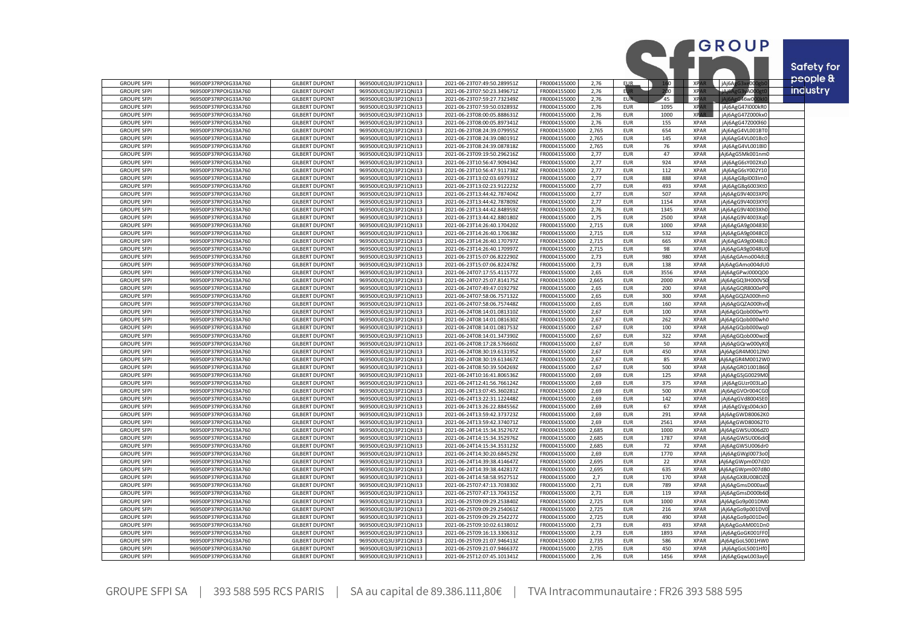| | | | | | | | | | | |
|---|---|---|---|---|---|---|---|---|---|---|
| GROUPE SFPI | 969500P37RPOIG33A760 | GILBERT DUPONT | 969500UEQ3U3P21QNJ13 | 2021-06-23T07:49:50.289951Z | FR0004155000 | 2,76 | EUR | 160 | XPAR | jAj6AgG3xe000gb0 |
| GROUPE SFPI | 969500P37RPOIG33A760 | GILBERT DUPONT | 969500UEQ3U3P21QNJ13 | 2021-06-23T07:50:23.349671Z | FR0004155000 | 2,76 | EUR | 200 | XPAR | jAj6AgG3yA000gt0 |
| GROUPE SFPI | 969500P37RPOIG33A760 | GILBERT DUPONT | 969500UEQ3U3P21QNJ13 | 2021-06-23T07:59:27.732349Z | FR0004155000 | 2,76 | EUR | 45 | XPAR | jAj6AgG46w000kl0 |
| GROUPE SFPI | 969500P37RPOIG33A760 | GILBERT DUPONT | 969500UEQ3U3P21QNJ13 | 2021-06-23T07:59:50.032893Z | FR0004155000 | 2,76 | EUR | 1095 | XPAR | jAj6AgG47I000kR0 |
| GROUPE SFPI | 969500P37RPOIG33A760 | GILBERT DUPONT | 969500UEQ3U3P21QNJ13 | 2021-06-23T08:00:05.888631Z | FR0004155000 | 2,76 | EUR | 1000 | XPAR | jAj6AgG47Z000kx0 |
| GROUPE SFPI | 969500P37RPOIG33A760 | GILBERT DUPONT | 969500UEQ3U3P21QNJ13 | 2021-06-23T08:00:05.897341Z | FR0004155000 | 2,76 | EUR | 155 | XPAR | jAj6AgG47Z000l60 |
| GROUPE SFPI | 969500P37RPOIG33A760 | GILBERT DUPONT | 969500UEQ3U3P21QNJ13 | 2021-06-23T08:24:39.079955Z | FR0004155000 | 2,765 | EUR | 654 | XPAR | jAj6AgG4VL001BT0 |
| GROUPE SFPI | 969500P37RPOIG33A760 | GILBERT DUPONT | 969500UEQ3U3P21QNJ13 | 2021-06-23T08:24:39.080191Z | FR0004155000 | 2,765 | EUR | 145 | XPAR | jAj6AgG4VL001Bc0 |
| GROUPE SFPI | 969500P37RPOIG33A760 | GILBERT DUPONT | 969500UEQ3U3P21QNJ13 | 2021-06-23T08:24:39.087818Z | FR0004155000 | 2,765 | EUR | 76 | XPAR | jAj6AgG4VL001Bl0 |
| GROUPE SFPI | 969500P37RPOIG33A760 | GILBERT DUPONT | 969500UEQ3U3P21QNJ13 | 2021-06-23T09:19:50.296216Z | FR0004155000 | 2,77 | EUR | 47 | XPAR | jAj6AgG5Mk001nm0 |
| GROUPE SFPI | 969500P37RPOIG33A760 | GILBERT DUPONT | 969500UEQ3U3P21QNJ13 | 2021-06-23T10:56:47.909434Z | FR0004155000 | 2,77 | EUR | 924 | XPAR | jAj6AgG6sY002Xs0 |
| GROUPE SFPI | 969500P37RPOIG33A760 | GILBERT DUPONT | 969500UEQ3U3P21QNJ13 | 2021-06-23T10:56:47.911738Z | FR0004155000 | 2,77 | EUR | 112 | XPAR | jAj6AgG6sY002Y10 |
| GROUPE SFPI | 969500P37RPOIG33A760 | GILBERT DUPONT | 969500UEQ3U3P21QNJ13 | 2021-06-23T13:02:03.697931Z | FR0004155000 | 2,77 | EUR | 888 | XPAR | jAj6AgG8pl003Im0 |
| GROUPE SFPI | 969500P37RPOIG33A760 | GILBERT DUPONT | 969500UEQ3U3P21QNJ13 | 2021-06-23T13:02:23.912223Z | FR0004155000 | 2,77 | EUR | 493 | XPAR | jAj6AgG8q6003Kt0 |
| GROUPE SFPI | 969500P37RPOIG33A760 | GILBERT DUPONT | 969500UEQ3U3P21QNJ13 | 2021-06-23T13:44:42.787404Z | FR0004155000 | 2,77 | EUR | 507 | XPAR | jAj6AgG9V4003XP0 |
| GROUPE SFPI | 969500P37RPOIG33A760 | GILBERT DUPONT | 969500UEQ3U3P21QNJ13 | 2021-06-23T13:44:42.787809Z | FR0004155000 | 2,77 | EUR | 1154 | XPAR | jAj6AgG9V4003XY0 |
| GROUPE SFPI | 969500P37RPOIG33A760 | GILBERT DUPONT | 969500UEQ3U3P21QNJ13 | 2021-06-23T13:44:42.848959Z | FR0004155000 | 2,76 | EUR | 1345 | XPAR | jAj6AgG9V4003Xh0 |
| GROUPE SFPI | 969500P37RPOIG33A760 | GILBERT DUPONT | 969500UEQ3U3P21QNJ13 | 2021-06-23T13:44:42.880180Z | FR0004155000 | 2,75 | EUR | 2500 | XPAR | jAj6AgG9V4003Xq0 |
| GROUPE SFPI | 969500P37RPOIG33A760 | GILBERT DUPONT | 969500UEQ3U3P21QNJ13 | 2021-06-23T14:26:40.170420Z | FR0004155000 | 2,715 | EUR | 1000 | XPAR | jAj6AgGA9g004830 |
| GROUPE SFPI | 969500P37RPOIG33A760 | GILBERT DUPONT | 969500UEQ3U3P21QNJ13 | 2021-06-23T14:26:40.170638Z | FR0004155000 | 2,715 | EUR | 532 | XPAR | jAj6AgGA9g0048C0 |
| GROUPE SFPI | 969500P37RPOIG33A760 | GILBERT DUPONT | 969500UEQ3U3P21QNJ13 | 2021-06-23T14:26:40.170797Z | FR0004155000 | 2,715 | EUR | 665 | XPAR | jAj6AgGA9g0048L0 |
| GROUPE SFPI | 969500P37RPOIG33A760 | GILBERT DUPONT | 969500UEQ3U3P21QNJ13 | 2021-06-23T14:26:40.170997Z | FR0004155000 | 2,715 | EUR | 98 | XPAR | jAj6AgGA9g0048U0 |
| GROUPE SFPI | 969500P37RPOIG33A760 | GILBERT DUPONT | 969500UEQ3U3P21QNJ13 | 2021-06-23T15:07:06.822290Z | FR0004155000 | 2,73 | EUR | 980 | XPAR | jAj6AgGAmo004dL0 |
| GROUPE SFPI | 969500P37RPOIG33A760 | GILBERT DUPONT | 969500UEQ3U3P21QNJ13 | 2021-06-23T15:07:06.822478Z | FR0004155000 | 2,73 | EUR | 138 | XPAR | jAj6AgGAmo004dU0 |
| GROUPE SFPI | 969500P37RPOIG33A760 | GILBERT DUPONT | 969500UEQ3U3P21QNJ13 | 2021-06-24T07:17:55.411577Z | FR0004155000 | 2,65 | EUR | 3556 | XPAR | jAj6AgGPwJ000QO0 |
| GROUPE SFPI | 969500P37RPOIG33A760 | GILBERT DUPONT | 969500UEQ3U3P21QNJ13 | 2021-06-24T07:25:07.814175Z | FR0004155000 | 2,665 | EUR | 2000 | XPAR | jAj6AgGQ3H000VS0 |
| GROUPE SFPI | 969500P37RPOIG33A760 | GILBERT DUPONT | 969500UEQ3U3P21QNJ13 | 2021-06-24T07:49:47.019279Z | FR0004155000 | 2,65 | EUR | 200 | XPAR | jAj6AgGQR8000eP0 |
| GROUPE SFPI | 969500P37RPOIG33A760 | GILBERT DUPONT | 969500UEQ3U3P21QNJ13 | 2021-06-24T07:58:06.757132Z | FR0004155000 | 2,65 | EUR | 300 | XPAR | jAj6AgGQZA000hm0 |
| GROUPE SFPI | 969500P37RPOIG33A760 | GILBERT DUPONT | 969500UEQ3U3P21QNJ13 | 2021-06-24T07:58:06.757448Z | FR0004155000 | 2,65 | EUR | 160 | XPAR | jAj6AgGQZA000hv0 |
| GROUPE SFPI | 969500P37RPOIG33A760 | GILBERT DUPONT | 969500UEQ3U3P21QNJ13 | 2021-06-24T08:14:01.081310Z | FR0004155000 | 2,67 | EUR | 100 | XPAR | jAj6AgGQob000wY0 |
| GROUPE SFPI | 969500P37RPOIG33A760 | GILBERT DUPONT | 969500UEQ3U3P21QNJ13 | 2021-06-24T08:14:01.081630Z | FR0004155000 | 2,67 | EUR | 262 | XPAR | jAj6AgGQob000wh0 |
| GROUPE SFPI | 969500P37RPOIG33A760 | GILBERT DUPONT | 969500UEQ3U3P21QNJ13 | 2021-06-24T08:14:01.081753Z | FR0004155000 | 2,67 | EUR | 100 | XPAR | jAj6AgGQob000wq0 |
| GROUPE SFPI | 969500P37RPOIG33A760 | GILBERT DUPONT | 969500UEQ3U3P21QNJ13 | 2021-06-24T08:14:01.347390Z | FR0004155000 | 2,67 | EUR | 322 | XPAR | jAj6AgGQob000wz0 |
| GROUPE SFPI | 969500P37RPOIG33A760 | GILBERT DUPONT | 969500UEQ3U3P21QNJ13 | 2021-06-24T08:17:28.576660Z | FR0004155000 | 2,67 | EUR | 50 | XPAR | jAj6AgGQrw000yK0 |
| GROUPE SFPI | 969500P37RPOIG33A760 | GILBERT DUPONT | 969500UEQ3U3P21QNJ13 | 2021-06-24T08:30:19.613195Z | FR0004155000 | 2,67 | EUR | 450 | XPAR | jAj6AgGR4M0012N0 |
| GROUPE SFPI | 969500P37RPOIG33A760 | GILBERT DUPONT | 969500UEQ3U3P21QNJ13 | 2021-06-24T08:30:19.613467Z | FR0004155000 | 2,67 | EUR | 85 | XPAR | jAj6AgGR4M0012W0 |
| GROUPE SFPI | 969500P37RPOIG33A760 | GILBERT DUPONT | 969500UEQ3U3P21QNJ13 | 2021-06-24T08:50:39.504269Z | FR0004155000 | 2,67 | EUR | 500 | XPAR | jAj6AgGRO1001B60 |
| GROUPE SFPI | 969500P37RPOIG33A760 | GILBERT DUPONT | 969500UEQ3U3P21QNJ13 | 2021-06-24T10:16:41.806536Z | FR0004155000 | 2,69 | EUR | 125 | XPAR | jAj6AgGSjG0029M0 |
| GROUPE SFPI | 969500P37RPOIG33A760 | GILBERT DUPONT | 969500UEQ3U3P21QNJ13 | 2021-06-24T12:41:56.766124Z | FR0004155000 | 2,69 | EUR | 375 | XPAR | jAj6AgGUzr003La0 |
| GROUPE SFPI | 969500P37RPOIG33A760 | GILBERT DUPONT | 969500UEQ3U3P21QNJ13 | 2021-06-24T13:07:45.360281Z | FR0004155000 | 2,69 | EUR | 500 | XPAR | jAj6AgGVOr004CG0 |
| GROUPE SFPI | 969500P37RPOIG33A760 | GILBERT DUPONT | 969500UEQ3U3P21QNJ13 | 2021-06-24T13:22:31.122448Z | FR0004155000 | 2,69 | EUR | 142 | XPAR | jAj6AgGVd8004SE0 |
| GROUPE SFPI | 969500P37RPOIG33A760 | GILBERT DUPONT | 969500UEQ3U3P21QNJ13 | 2021-06-24T13:26:22.884556Z | FR0004155000 | 2,69 | EUR | 67 | XPAR | jAj6AgGVgs004ck0 |
| GROUPE SFPI | 969500P37RPOIG33A760 | GILBERT DUPONT | 969500UEQ3U3P21QNJ13 | 2021-06-24T13:59:42.373723Z | FR0004155000 | 2,69 | EUR | 291 | XPAR | jAj6AgGWD80062K0 |
| GROUPE SFPI | 969500P37RPOIG33A760 | GILBERT DUPONT | 969500UEQ3U3P21QNJ13 | 2021-06-24T13:59:42.374071Z | FR0004155000 | 2,69 | EUR | 2561 | XPAR | jAj6AgGWD80062T0 |
| GROUPE SFPI | 969500P37RPOIG33A760 | GILBERT DUPONT | 969500UEQ3U3P21QNJ13 | 2021-06-24T14:15:34.352767Z | FR0004155000 | 2,685 | EUR | 1000 | XPAR | jAj6AgGWSU006dZ0 |
| GROUPE SFPI | 969500P37RPOIG33A760 | GILBERT DUPONT | 969500UEQ3U3P21QNJ13 | 2021-06-24T14:15:34.352976Z | FR0004155000 | 2,685 | EUR | 1787 | XPAR | jAj6AgGWSU006di0 |
| GROUPE SFPI | 969500P37RPOIG33A760 | GILBERT DUPONT | 969500UEQ3U3P21QNJ13 | 2021-06-24T14:15:34.353123Z | FR0004155000 | 2,685 | EUR | 72 | XPAR | jAj6AgGWSU006dr0 |
| GROUPE SFPI | 969500P37RPOIG33A760 | GILBERT DUPONT | 969500UEQ3U3P21QNJ13 | 2021-06-24T14:30:20.684529Z | FR0004155000 | 2,69 | EUR | 1770 | XPAR | jAj6AgGWgl0073o0 |
| GROUPE SFPI | 969500P37RPOIG33A760 | GILBERT DUPONT | 969500UEQ3U3P21QNJ13 | 2021-06-24T14:39:38.414647Z | FR0004155000 | 2,695 | EUR | 22 | XPAR | jAj6AgGWpm007d20 |
| GROUPE SFPI | 969500P37RPOIG33A760 | GILBERT DUPONT | 969500UEQ3U3P21QNJ13 | 2021-06-24T14:39:38.442817Z | FR0004155000 | 2,695 | EUR | 635 | XPAR | jAj6AgGWpm007dB0 |
| GROUPE SFPI | 969500P37RPOIG33A760 | GILBERT DUPONT | 969500UEQ3U3P21QNJ13 | 2021-06-24T14:58:58.952751Z | FR0004155000 | 2,7 | EUR | 170 | XPAR | jAj6AgGX8U008OZ0 |
| GROUPE SFPI | 969500P37RPOIG33A760 | GILBERT DUPONT | 969500UEQ3U3P21QNJ13 | 2021-06-25T07:47:13.703830Z | FR0004155000 | 2,71 | EUR | 789 | XPAR | jAj6AgGmsD000ax0 |
| GROUPE SFPI | 969500P37RPOIG33A760 | GILBERT DUPONT | 969500UEQ3U3P21QNJ13 | 2021-06-25T07:47:13.704315Z | FR0004155000 | 2,71 | EUR | 119 | XPAR | jAj6AgGmsD000b60 |
| GROUPE SFPI | 969500P37RPOIG33A760 | GILBERT DUPONT | 969500UEQ3U3P21QNJ13 | 2021-06-25T09:09:29.253840Z | FR0004155000 | 2,725 | EUR | 1000 | XPAR | jAj6AgGo9p001DM0 |
| GROUPE SFPI | 969500P37RPOIG33A760 | GILBERT DUPONT | 969500UEQ3U3P21QNJ13 | 2021-06-25T09:09:29.254061Z | FR0004155000 | 2,725 | EUR | 216 | XPAR | jAj6AgGo9p001DV0 |
| GROUPE SFPI | 969500P37RPOIG33A760 | GILBERT DUPONT | 969500UEQ3U3P21QNJ13 | 2021-06-25T09:09:29.254227Z | FR0004155000 | 2,725 | EUR | 490 | XPAR | jAj6AgGo9p001De0 |
| GROUPE SFPI | 969500P37RPOIG33A760 | GILBERT DUPONT | 969500UEQ3U3P21QNJ13 | 2021-06-25T09:10:02.613801Z | FR0004155000 | 2,73 | EUR | 493 | XPAR | jAj6AgGoAM001Dn0 |
| GROUPE SFPI | 969500P37RPOIG33A760 | GILBERT DUPONT | 969500UEQ3U3P21QNJ13 | 2021-06-25T09:16:13.330631Z | FR0004155000 | 2,73 | EUR | 1893 | XPAR | jAj6AgGoGK001FF0 |
| GROUPE SFPI | 969500P37RPOIG33A760 | GILBERT DUPONT | 969500UEQ3U3P21QNJ13 | 2021-06-25T09:21:07.946413Z | FR0004155000 | 2,735 | EUR | 586 | XPAR | jAj6AgGoL5001HW0 |
| GROUPE SFPI | 969500P37RPOIG33A760 | GILBERT DUPONT | 969500UEQ3U3P21QNJ13 | 2021-06-25T09:21:07.946637Z | FR0004155000 | 2,735 | EUR | 450 | XPAR | jAj6AgGoL5001Hf0 |
| GROUPE SFPI | 969500P37RPOIG33A760 | GILBERT DUPONT | 969500UEQ3U3P21QNJ13 | 2021-06-25T12:07:45.101341Z | FR0004155000 | 2,76 | EUR | 1456 | XPAR | jAj6AgGqwL003ay0 |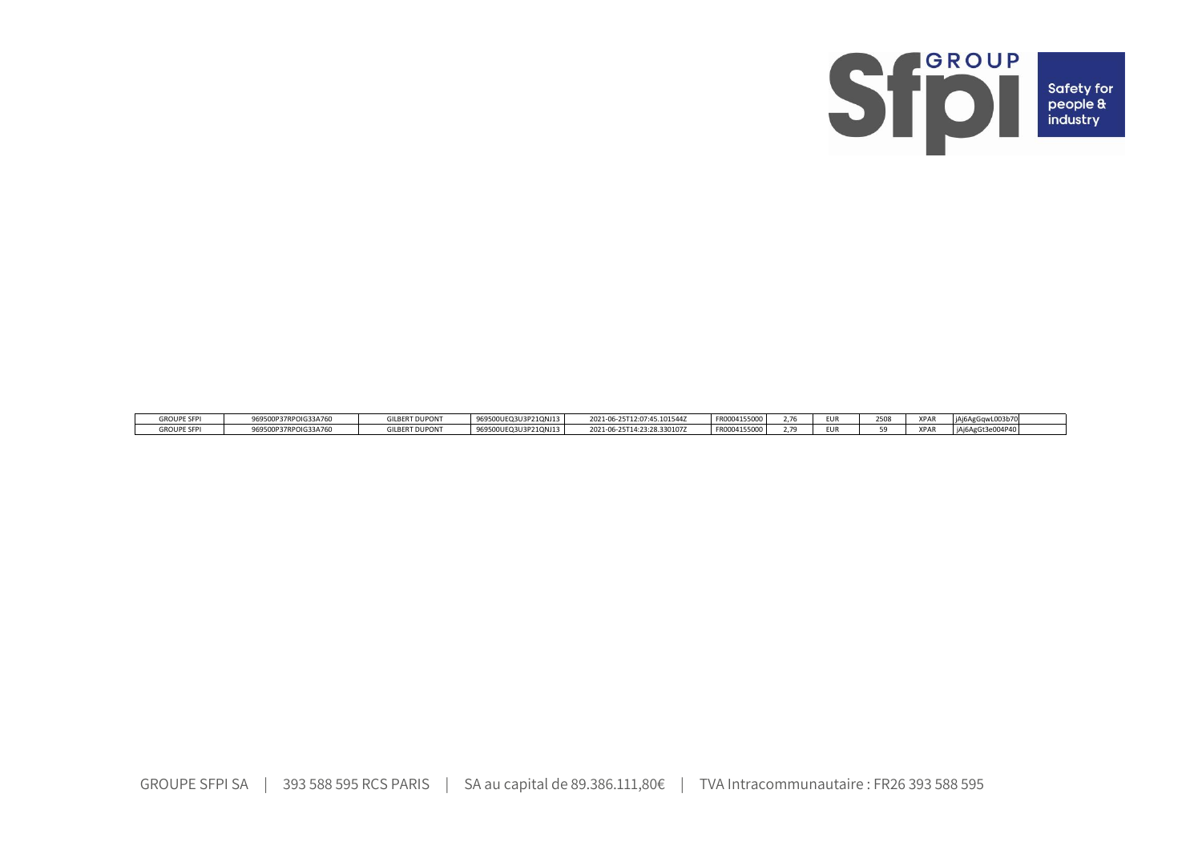| | | | | | | | | | | | |
|---|---|---|---|---|---|---|---|---|---|---|---|
| GROUPE SFPI | 969500P37RPOIG33A760 | GILBERT DUPONT | 969500UEQ3U3P21QNJ13 | 2021-06-25T12:07:45.101544Z | FR0004155000 | 2,76 | EUR | 2508 | XPAR | jAj6AgGqwL003b70 | |
| GROUPE SFPI | 969500P37RPOIG33A760 | GILBERT DUPONT | 969500UEQ3U3P21QNJ13 | 2021-06-25T14:23:28.330107Z | FR0004155000 | 2,79 | EUR | 59 | XPAR | jAj6AgGt3e004P40 | |

GROUPE SFPI SA | 393 588 595 RCS PARIS | SA au capital de 89.386.111,80€ | TVA Intracommunautaire : FR26 393 588 595